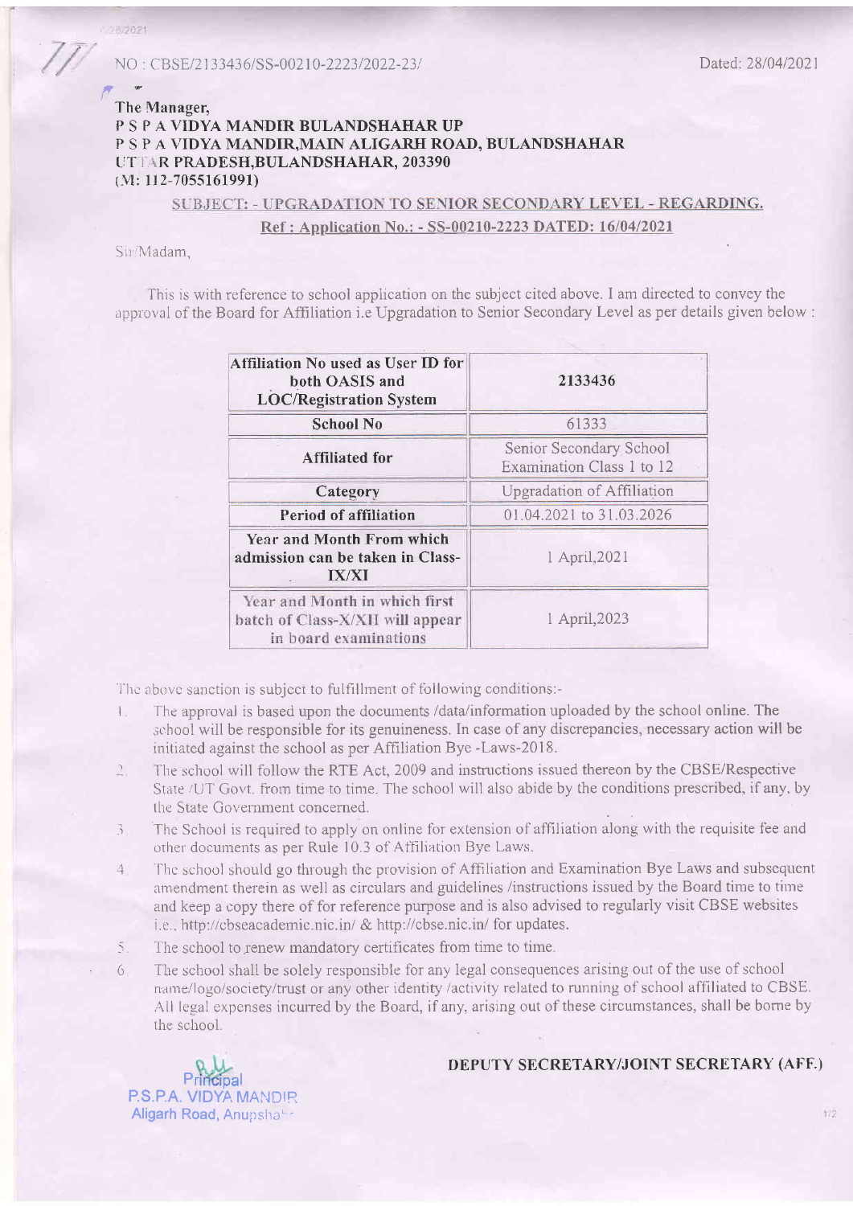NO : CBSE/2133436/SS-00210-2223/2022-23/

Dated: 28/04/2021

**The Manager,**
**P S P A VIDYA MANDIR BULANDSHAHAR UP**
**P S P A VIDYA MANDIR,MAIN ALIGARH ROAD, BULANDSHAHAR**
**UTTAR PRADESH,BULANDSHAHAR, 203390**
**(M: 112-7055161991)**

**SUBJECT: - UPGRADATION TO SENIOR SECONDARY LEVEL - REGARDING.**

**Ref : Application No.: - SS-00210-2223 DATED: 16/04/2021**

Sir/Madam,

This is with reference to school application on the subject cited above. I am directed to convey the approval of the Board for Affiliation i.e Upgradation to Senior Secondary Level as per details given below :

| | |
|---|---|
| **Affiliation No used as User ID for both OASIS and LOC/Registration System** | **2133436** |
| **School No** | 61333 |
| **Affiliated for** | Senior Secondary School Examination Class 1 to 12 |
| **Category** | Upgradation of Affiliation |
| **Period of affiliation** | 01.04.2021 to 31.03.2026 |
| **Year and Month From which admission can be taken in Class-IX/XI** | 1 April,2021 |
| **Year and Month in which first batch of Class-X/XII will appear in board examinations** | 1 April,2023 |

The above sanction is subject to fulfillment of following conditions:-

1. The approval is based upon the documents /data/information uploaded by the school online. The school will be responsible for its genuineness. In case of any discrepancies, necessary action will be initiated against the school as per Affiliation Bye -Laws-2018.
2. The school will follow the RTE Act, 2009 and instructions issued thereon by the CBSE/Respective State /UT Govt. from time to time. The school will also abide by the conditions prescribed, if any, by the State Government concerned.
3. The School is required to apply on online for extension of affiliation along with the requisite fee and other documents as per Rule 10.3 of Affiliation Bye Laws.
4. The school should go through the provision of Affiliation and Examination Bye Laws and subsequent amendment therein as well as circulars and guidelines /instructions issued by the Board time to time and keep a copy there of for reference purpose and is also advised to regularly visit CBSE websites i.e., http://cbseacademic.nic.in/ & http://cbse.nic.in/ for updates.
5. The school to renew mandatory certificates from time to time.
6. The school shall be solely responsible for any legal consequences arising out of the use of school name/logo/society/trust or any other identity /activity related to running of school affiliated to CBSE. All legal expenses incurred by the Board, if any, arising out of these circumstances, shall be borne by the school.

**DEPUTY SECRETARY/JOINT SECRETARY (AFF.)**

Principal
P.S.P.A. VIDYA MANDIR
Aligarh Road, Anupshahr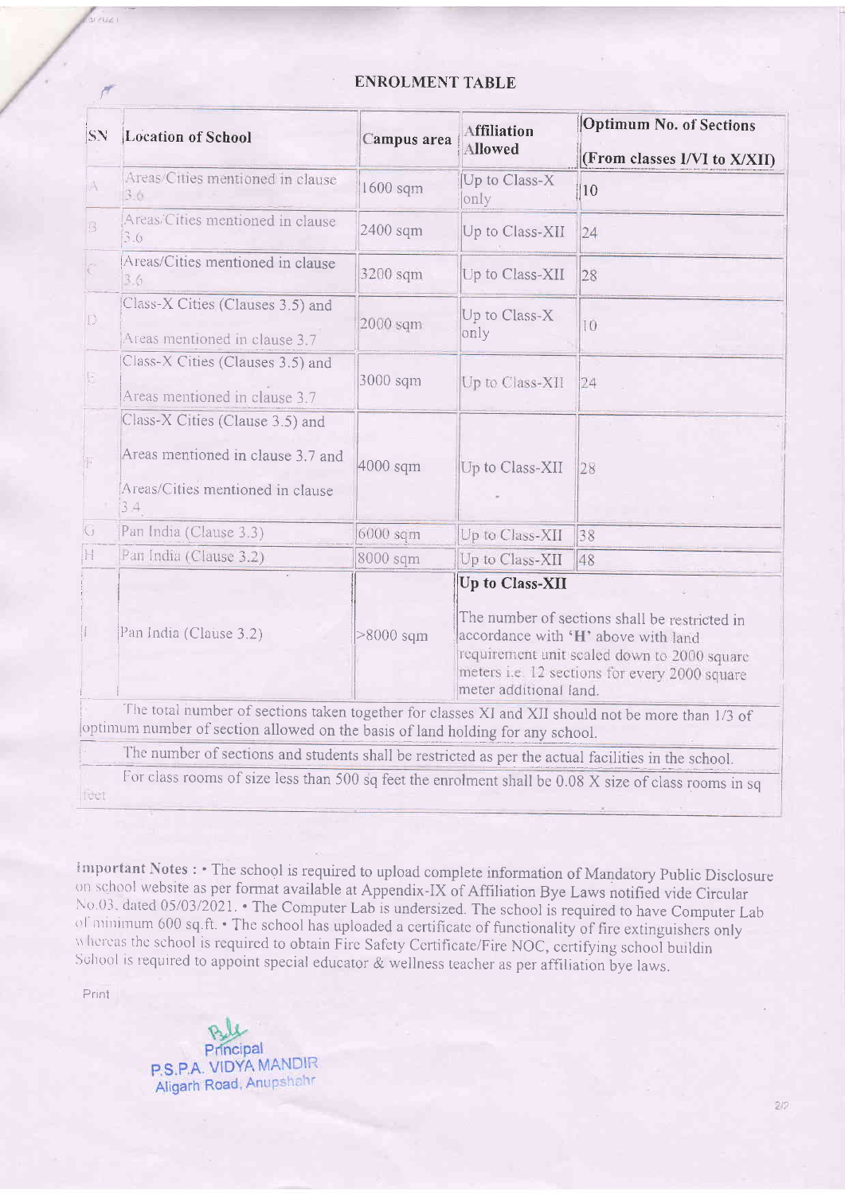## ENROLMENT TABLE

| SN | Location of School | Campus area | Affiliation Allowed | Optimum No. of Sections (From classes I/VI to X/XII) |
|---|---|---|---|---|
| A | Areas/Cities mentioned in clause 3.6 | 1600 sqm | Up to Class-X only | 10 |
| B | Areas/Cities mentioned in clause 3.6 | 2400 sqm | Up to Class-XII | 24 |
| C | Areas/Cities mentioned in clause 3.6 | 3200 sqm | Up to Class-XII | 28 |
| D | Class-X Cities (Clauses 3.5) and Areas mentioned in clause 3.7 | 2000 sqm | Up to Class-X only | 10 |
| E | Class-X Cities (Clauses 3.5) and Areas mentioned in clause 3.7 | 3000 sqm | Up to Class-XII | 24 |
| F | Class-X Cities (Clause 3.5) and Areas mentioned in clause 3.7 and Areas/Cities mentioned in clause 3.4 | 4000 sqm | Up to Class-XII | 28 |
| G | Pan India (Clause 3.3) | 6000 sqm | Up to Class-XII | 38 |
| H | Pan India (Clause 3.2) | 8000 sqm | Up to Class-XII | 48 |
| I | Pan India (Clause 3.2) | >8000 sqm | **Up to Class-XII** The number of sections shall be restricted in accordance with '**H**' above with land requirement unit scaled down to 2000 square meters i.e. 12 sections for every 2000 square meter additional land. | |

The total number of sections taken together for classes XI and XII should not be more than 1/3 of optimum number of section allowed on the basis of land holding for any school.

The number of sections and students shall be restricted as per the actual facilities in the school.

For class rooms of size less than 500 sq feet the enrolment shall be 0.08 X size of class rooms in sq feet

**Important Notes :** • The school is required to upload complete information of Mandatory Public Disclosure on school website as per format available at Appendix-IX of Affiliation Bye Laws notified vide Circular No.03, dated 05/03/2021. • The Computer Lab is undersized. The school is required to have Computer Lab of minimum 600 sq.ft. • The school has uploaded a certificate of functionality of fire extinguishers only whereas the school is required to obtain Fire Safety Certificate/Fire NOC, certifying school buildin School is required to appoint special educator & wellness teacher as per affiliation bye laws.

Print

Principal
P.S.P.A. VIDYA MANDIR
Aligarh Road, Anupshahr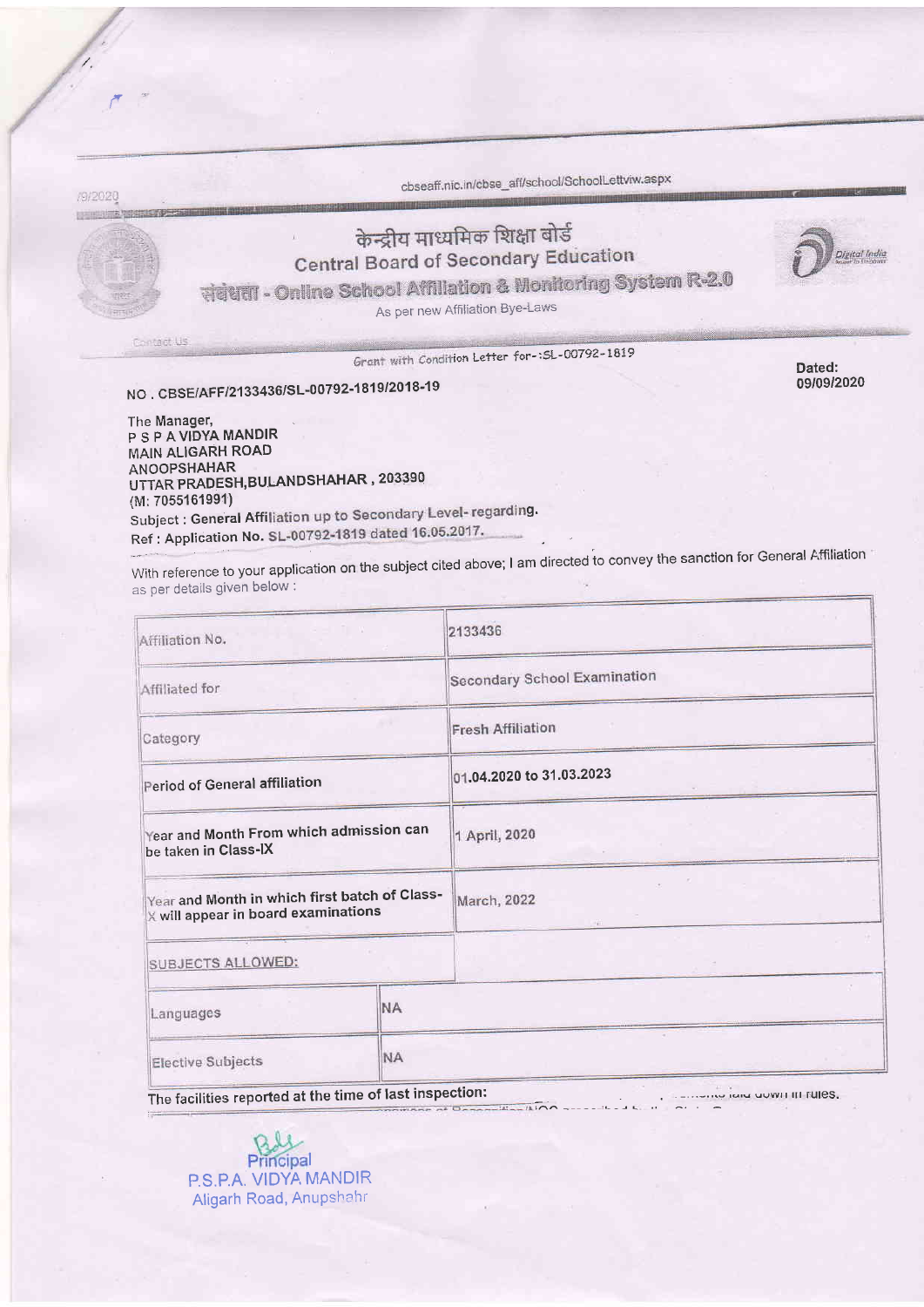cbseaff.nic.in/cbse_aff/school/SchoolLettviw.aspx

# केन्द्रीय माध्यमिक शिक्षा बोर्ड

## Central Board of Secondary Education

### संबंधता - Online School Affiliation & Monitoring System R-2.0

As per new Affiliation Bye-Laws

Contact Us

Grant with Condition Letter for-:SL-00792-1819

NO . CBSE/AFF/2133436/SL-00792-1819/2018-19

**Dated: 09/09/2020**

The Manager,
P S P A VIDYA MANDIR
MAIN ALIGARH ROAD
ANOOPSHAHAR
UTTAR PRADESH,BULANDSHAHAR , 203390
(M: 7055161991)

**Subject : General Affiliation up to Secondary Level- regarding.**

**Ref : Application No. SL-00792-1819 dated 16.05.2017.**

With reference to your application on the subject cited above; I am directed to convey the sanction for General Affiliation as per details given below :

| | |
|---|---|
| Affiliation No. | 2133436 |
| Affiliated for | Secondary School Examination |
| Category | Fresh Affiliation |
| Period of General affiliation | 01.04.2020 to 31.03.2023 |
| Year and Month From which admission can be taken in Class-IX | 1 April, 2020 |
| Year and Month in which first batch of Class-X will appear in board examinations | March, 2022 |
| SUBJECTS ALLOWED: | |
| Languages | NA |
| Elective Subjects | NA |

The facilities reported at the time of last inspection: ... laid down in rules.

Principal
P.S.P.A. VIDYA MANDIR
Aligarh Road, Anupshahr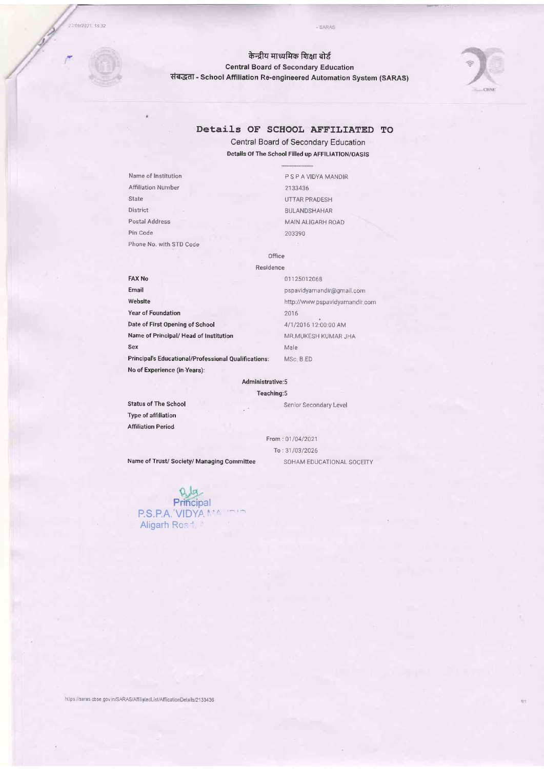केन्द्रीय माध्यमिक शिक्षा बोर्ड

Central Board of Secondary Education

संबद्धता - School Affiliation Re-engineered Automation System (SARAS)

# Details OF SCHOOL AFFILIATED TO

Central Board of Secondary Education

**Details Of The School Filled up AFFILIATION/OASIS**

| | |
|---|---|
| Name of Institution | P S P A VIDYA MANDIR |
| Affiliation Number | 2133436 |
| State | UTTAR PRADESH |
| District | BULANDSHAHAR |
| Postal Address | MAIN ALIGARH ROAD |
| Pin Code | 203390 |
| Phone No. with STD Code | |
| Office | |
| Residence | |
| **FAX No** | 01125012068 |
| **Email** | pspavidyamandir@gmail.com |
| **Website** | http://www.pspavidyamandir.com |
| **Year of Foundation** | 2016 |
| **Date of First Opening of School** | 4/1/2016 12:00:00 AM |
| **Name of Principal/ Head of Institution** | MR.MUKESH KUMAR JHA |
| **Sex** | Male |
| **Principal's Educational/Professional Qualifications:** | MSc. B.ED |
| **No of Experience (in Years):** | |
| **Administrative:**5 | |
| **Teaching:**5 | |
| **Status of The School** | Senior Secondary Level |
| **Type of affiliation** | |
| **Affiliation Period** | |
| From : 01/04/2021 | |
| To : 31/03/2026 | |
| **Name of Trust/ Society/ Managing Committee** | SOHAM EDUCATIONAL SOCEITY |

Principal

P.S.P.A. VIDYA MANDIR

Aligarh Road

https://saras.cbse.gov.in/SARAS/AffiliatedList/AfflicationDetails/2133436